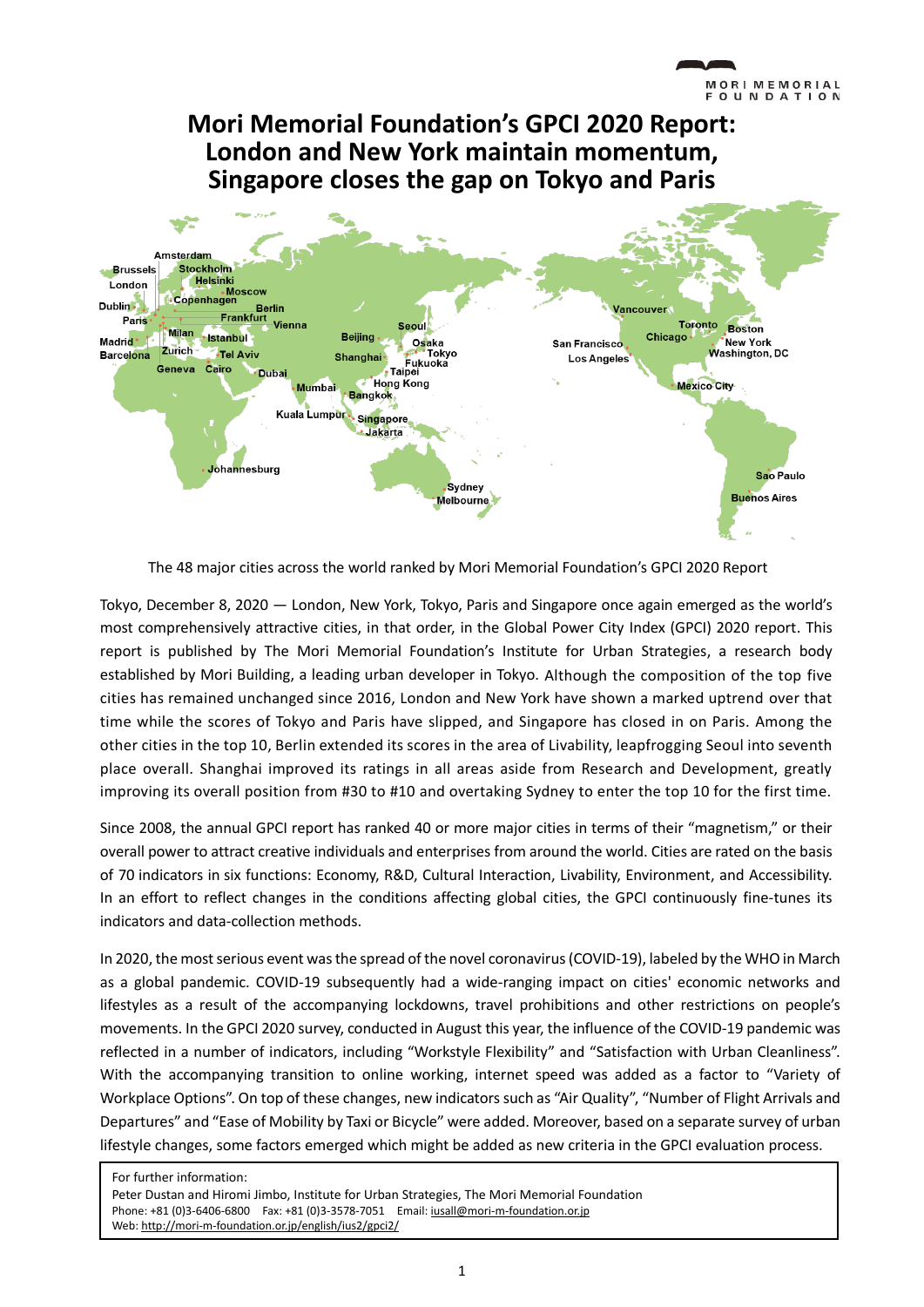# Mori Memorial Foundation's GPCI 2020 Report: London and New York maintain momentum, Singapore closes the gap on Tokyo and Paris

The 48 major cities across the world ranked by Mori Memorial Foundation's GPCI 2020 Report

Tokyo, December 8, 2020 — London, New York, Tokyo, Paris and Singapore once again emerged as the world's most comprehensively attractive cities, in that order, in the Global Power City Index (GPCI) 2020 report. This report is published by The Mori Memorial Foundation's Institute for Urban Strategies, a research body established by Mori Building, a leading urban developer in Tokyo. Although the composition of the top five cities has remained unchanged since 2016, London and New York have shown a marked uptrend over that time while the scores of Tokyo and Paris have slipped, and Singapore has closed in on Paris. Among the other cities in the top 10, Berlin extended its scores in the area of Livability, leapfrogging Seoul into seventh place overall. Shanghai improved its ratings in all areas aside from Research and Development, greatly improving its overall position from #30 to #10 and overtaking Sydney to enter the top 10 for the first time.

Since 2008, the annual GPCI report has ranked 40 or more major cities in terms of their "magnetism," or their overall power to attract creative individuals and enterprises from around the world. Cities are rated on the basis of 70 indicators in six functions: Economy, R&D, Cultural Interaction, Livability, Environment, and Accessibility. In an effort to reflect changes in the conditions affecting global cities, the GPCI continuously fine-tunes its indicators and data-collection methods.

In 2020, the most serious event was the spread of the novel coronavirus (COVID-19), labeled by the WHO in March as a global pandemic. COVID-19 subsequently had a wide-ranging impact on cities' economic networks and lifestyles as a result of the accompanying lockdowns, travel prohibitions and other restrictions on people's movements. In the GPCI 2020 survey, conducted in August this year, the influence of the COVID-19 pandemic was reflected in a number of indicators, including "Workstyle Flexibility" and "Satisfaction with Urban Cleanliness". With the accompanying transition to online working, internet speed was added as a factor to "Variety of Workplace Options". On top of these changes, new indicators such as "Air Quality", "Number of Flight Arrivals and Departures" and "Ease of Mobility by Taxi or Bicycle" were added. Moreover, based on a separate survey of urban lifestyle changes, some factors emerged which might be added as new criteria in the GPCI evaluation process.

For further information:
Peter Dustan and Hiromi Jimbo, Institute for Urban Strategies, The Mori Memorial Foundation
Phone: +81 (0)3-6406-6800 Fax: +81 (0)3-3578-7051 Email: iusall@mori-m-foundation.or.jp
Web: http://mori-m-foundation.or.jp/english/ius2/gpci2/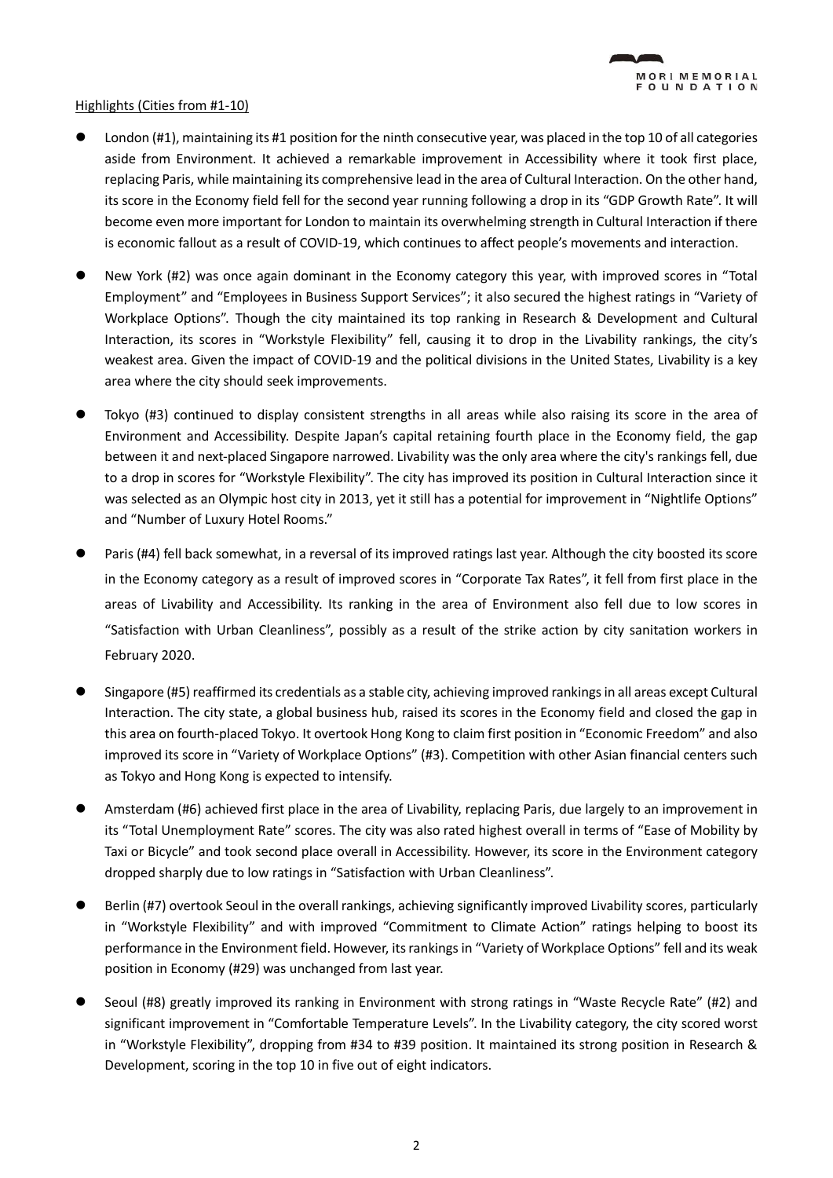Highlights (Cities from #1-10)

- London (#1), maintaining its #1 position for the ninth consecutive year, was placed in the top 10 of all categories aside from Environment. It achieved a remarkable improvement in Accessibility where it took first place, replacing Paris, while maintaining its comprehensive lead in the area of Cultural Interaction. On the other hand, its score in the Economy field fell for the second year running following a drop in its "GDP Growth Rate". It will become even more important for London to maintain its overwhelming strength in Cultural Interaction if there is economic fallout as a result of COVID-19, which continues to affect people's movements and interaction.

- New York (#2) was once again dominant in the Economy category this year, with improved scores in "Total Employment" and "Employees in Business Support Services"; it also secured the highest ratings in "Variety of Workplace Options". Though the city maintained its top ranking in Research & Development and Cultural Interaction, its scores in "Workstyle Flexibility" fell, causing it to drop in the Livability rankings, the city's weakest area. Given the impact of COVID-19 and the political divisions in the United States, Livability is a key area where the city should seek improvements.

- Tokyo (#3) continued to display consistent strengths in all areas while also raising its score in the area of Environment and Accessibility. Despite Japan's capital retaining fourth place in the Economy field, the gap between it and next-placed Singapore narrowed. Livability was the only area where the city's rankings fell, due to a drop in scores for "Workstyle Flexibility". The city has improved its position in Cultural Interaction since it was selected as an Olympic host city in 2013, yet it still has a potential for improvement in "Nightlife Options" and "Number of Luxury Hotel Rooms."

- Paris (#4) fell back somewhat, in a reversal of its improved ratings last year. Although the city boosted its score in the Economy category as a result of improved scores in "Corporate Tax Rates", it fell from first place in the areas of Livability and Accessibility. Its ranking in the area of Environment also fell due to low scores in "Satisfaction with Urban Cleanliness", possibly as a result of the strike action by city sanitation workers in February 2020.

- Singapore (#5) reaffirmed its credentials as a stable city, achieving improved rankings in all areas except Cultural Interaction. The city state, a global business hub, raised its scores in the Economy field and closed the gap in this area on fourth-placed Tokyo. It overtook Hong Kong to claim first position in "Economic Freedom" and also improved its score in "Variety of Workplace Options" (#3). Competition with other Asian financial centers such as Tokyo and Hong Kong is expected to intensify.

- Amsterdam (#6) achieved first place in the area of Livability, replacing Paris, due largely to an improvement in its "Total Unemployment Rate" scores. The city was also rated highest overall in terms of "Ease of Mobility by Taxi or Bicycle" and took second place overall in Accessibility. However, its score in the Environment category dropped sharply due to low ratings in "Satisfaction with Urban Cleanliness".

- Berlin (#7) overtook Seoul in the overall rankings, achieving significantly improved Livability scores, particularly in "Workstyle Flexibility" and with improved "Commitment to Climate Action" ratings helping to boost its performance in the Environment field. However, its rankings in "Variety of Workplace Options" fell and its weak position in Economy (#29) was unchanged from last year.

- Seoul (#8) greatly improved its ranking in Environment with strong ratings in "Waste Recycle Rate" (#2) and significant improvement in "Comfortable Temperature Levels". In the Livability category, the city scored worst in "Workstyle Flexibility", dropping from #34 to #39 position. It maintained its strong position in Research & Development, scoring in the top 10 in five out of eight indicators.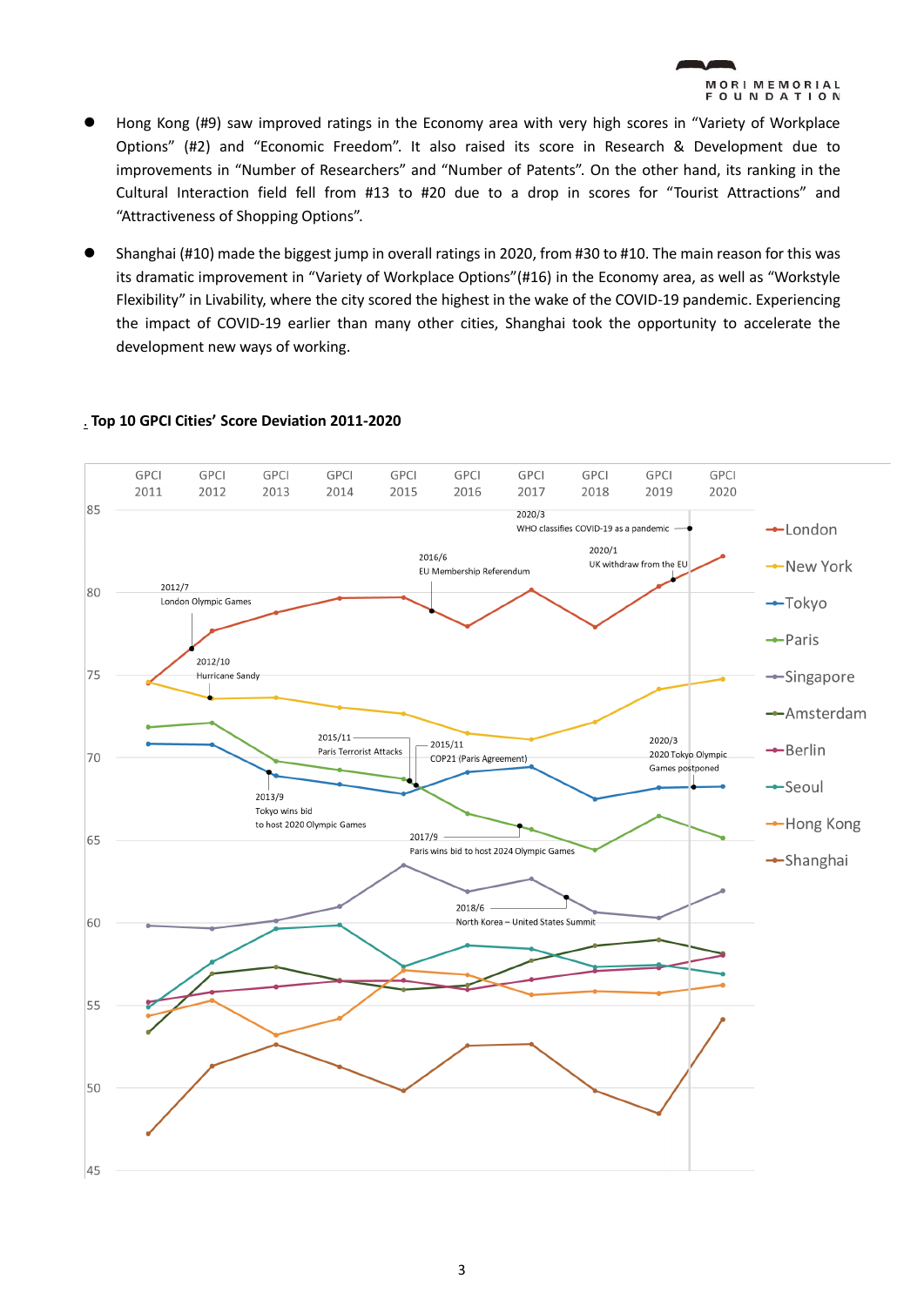- Hong Kong (#9) saw improved ratings in the Economy area with very high scores in “Variety of Workplace Options” (#2) and “Economic Freedom”. It also raised its score in Research & Development due to improvements in “Number of Researchers” and “Number of Patents”. On the other hand, its ranking in the Cultural Interaction field fell from #13 to #20 due to a drop in scores for “Tourist Attractions” and “Attractiveness of Shopping Options”.

- Shanghai (#10) made the biggest jump in overall ratings in 2020, from #30 to #10. The main reason for this was its dramatic improvement in “Variety of Workplace Options”(#16) in the Economy area, as well as “Workstyle Flexibility” in Livability, where the city scored the highest in the wake of the COVID-19 pandemic. Experiencing the impact of COVID-19 earlier than many other cities, Shanghai took the opportunity to accelerate the development new ways of working.

**Top 10 GPCI Cities’ Score Deviation 2011-2020**

GPCI 2011, GPCI 2012, GPCI 2013, GPCI 2014, GPCI 2015, GPCI 2016, GPCI 2017, GPCI 2018, GPCI 2019, GPCI 2020

85, 80, 75, 70, 65, 60, 55, 50, 45

London, New York, Tokyo, Paris, Singapore, Amsterdam, Berlin, Seoul, Hong Kong, Shanghai

2012/7 London Olympic Games

2012/10 Hurricane Sandy

2013/9 Tokyo wins bid to host 2020 Olympic Games

2015/11 Paris Terrorist Attacks

2015/11 COP21 (Paris Agreement)

2016/6 EU Membership Referendum

2017/9 Paris wins bid to host 2024 Olympic Games

2018/6 North Korea – United States Summit

2020/1 UK withdraw from the EU

2020/3 WHO classifies COVID-19 as a pandemic

2020/3 2020 Tokyo Olympic Games postponed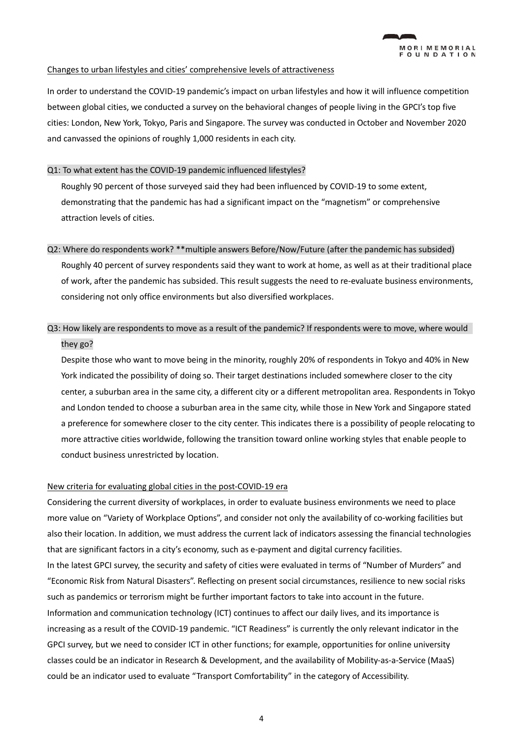Changes to urban lifestyles and cities' comprehensive levels of attractiveness

In order to understand the COVID-19 pandemic's impact on urban lifestyles and how it will influence competition between global cities, we conducted a survey on the behavioral changes of people living in the GPCI's top five cities: London, New York, Tokyo, Paris and Singapore. The survey was conducted in October and November 2020 and canvassed the opinions of roughly 1,000 residents in each city.

Q1: To what extent has the COVID-19 pandemic influenced lifestyles?

Roughly 90 percent of those surveyed said they had been influenced by COVID-19 to some extent, demonstrating that the pandemic has had a significant impact on the "magnetism" or comprehensive attraction levels of cities.

Q2: Where do respondents work? **multiple answers Before/Now/Future (after the pandemic has subsided)

Roughly 40 percent of survey respondents said they want to work at home, as well as at their traditional place of work, after the pandemic has subsided. This result suggests the need to re-evaluate business environments, considering not only office environments but also diversified workplaces.

Q3: How likely are respondents to move as a result of the pandemic? If respondents were to move, where would they go?

Despite those who want to move being in the minority, roughly 20% of respondents in Tokyo and 40% in New York indicated the possibility of doing so. Their target destinations included somewhere closer to the city center, a suburban area in the same city, a different city or a different metropolitan area. Respondents in Tokyo and London tended to choose a suburban area in the same city, while those in New York and Singapore stated a preference for somewhere closer to the city center. This indicates there is a possibility of people relocating to more attractive cities worldwide, following the transition toward online working styles that enable people to conduct business unrestricted by location.

New criteria for evaluating global cities in the post-COVID-19 era

Considering the current diversity of workplaces, in order to evaluate business environments we need to place more value on "Variety of Workplace Options", and consider not only the availability of co-working facilities but also their location. In addition, we must address the current lack of indicators assessing the financial technologies that are significant factors in a city's economy, such as e-payment and digital currency facilities.

In the latest GPCI survey, the security and safety of cities were evaluated in terms of "Number of Murders" and "Economic Risk from Natural Disasters". Reflecting on present social circumstances, resilience to new social risks such as pandemics or terrorism might be further important factors to take into account in the future.

Information and communication technology (ICT) continues to affect our daily lives, and its importance is increasing as a result of the COVID-19 pandemic. "ICT Readiness" is currently the only relevant indicator in the GPCI survey, but we need to consider ICT in other functions; for example, opportunities for online university classes could be an indicator in Research & Development, and the availability of Mobility-as-a-Service (MaaS) could be an indicator used to evaluate "Transport Comfortability" in the category of Accessibility.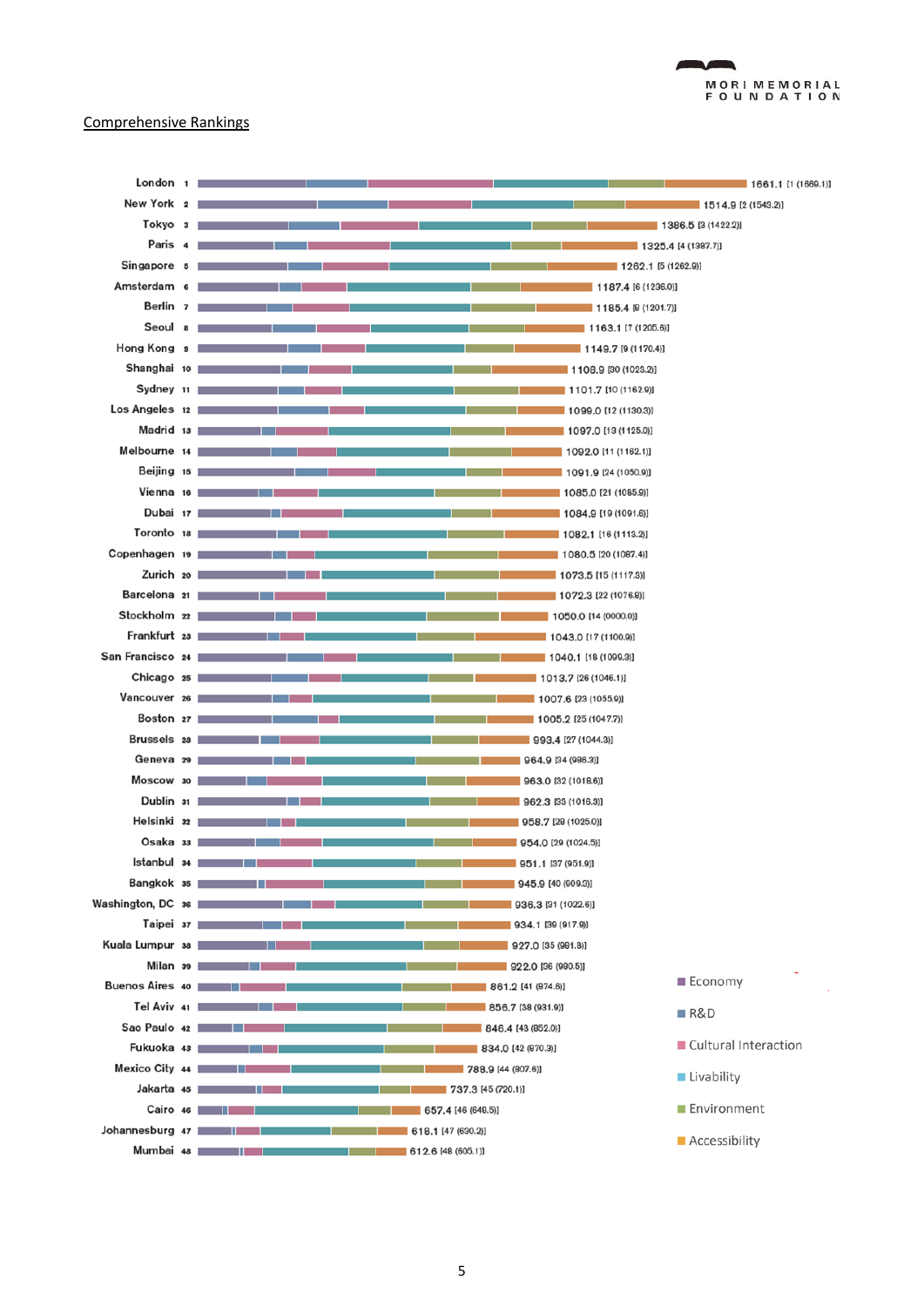MORI MEMORIAL FOUNDATION

Comprehensive Rankings

London 1 1661.1 [1 (1669.1)]
New York 2 1514.9 [2 (1543.2)]
Tokyo 3 1386.5 [3 (1422.2)]
Paris 4 1325.4 [4 (1387.7)]
Singapore 5 1262.1 [5 (1262.9)]
Amsterdam 6 1187.4 [6 (1236.0)]
Berlin 7 1185.4 [8 (1201.7)]
Seoul 8 1163.1 [7 (1205.6)]
Hong Kong 9 1149.7 [9 (1170.4)]
Shanghai 10 1108.9 [30 (1023.2)]
Sydney 11 1101.7 [10 (1162.9)]
Los Angeles 12 1099.0 [12 (1130.3)]
Madrid 13 1097.0 [13 (1125.0)]
Melbourne 14 1092.0 [11 (1162.1)]
Beijing 15 1091.9 [24 (1050.9)]
Vienna 16 1085.0 [21 (1065.9)]
Dubai 17 1084.9 [19 (1091.6)]
Toronto 18 1082.1 [16 (1113.2)]
Copenhagen 19 1080.5 [20 (1087.4)]
Zurich 20 1073.5 [15 (1117.3)]
Barcelona 21 1072.3 [22 (1076.6)]
Stockholm 22 1050.0 [14 (0000.0)]
Frankfurt 23 1043.0 [17 (1100.9)]
San Francisco 24 1040.1 [18 (1099.3)]
Chicago 25 1013.7 [26 (1046.1)]
Vancouver 26 1007.6 [23 (1055.9)]
Boston 27 1005.2 [25 (1047.7)]
Brussels 28 993.4 [27 (1044.3)]
Geneva 29 964.9 [34 (986.3)]
Moscow 30 963.0 [32 (1018.6)]
Dublin 31 962.3 [33 (1018.3)]
Helsinki 32 958.7 [29 (1025.0)]
Osaka 33 954.0 [29 (1024.5)]
Istanbul 34 951.1 [37 (951.9)]
Bangkok 35 945.9 [40 (909.3)]
Washington, DC 36 936.3 [31 (1022.6)]
Taipei 37 934.1 [39 (917.9)]
Kuala Lumpur 38 927.0 [35 (981.8)]
Milan 39 922.0 [36 (980.5)]
Buenos Aires 40 861.2 [41 (874.6)]
Tel Aviv 41 856.7 [38 (931.9)]
Sao Paulo 42 846.4 [43 (852.0)]
Fukuoka 43 834.0 [42 (870.3)]
Mexico City 44 788.9 [44 (807.6)]
Jakarta 45 737.3 [45 (720.1)]
Cairo 46 657.4 [46 (648.5)]
Johannesburg 47 618.1 [47 (690.2)]
Mumbai 48 612.6 [48 (605.1)]

Economy
R&D
Cultural Interaction
Livability
Environment
Accessibility